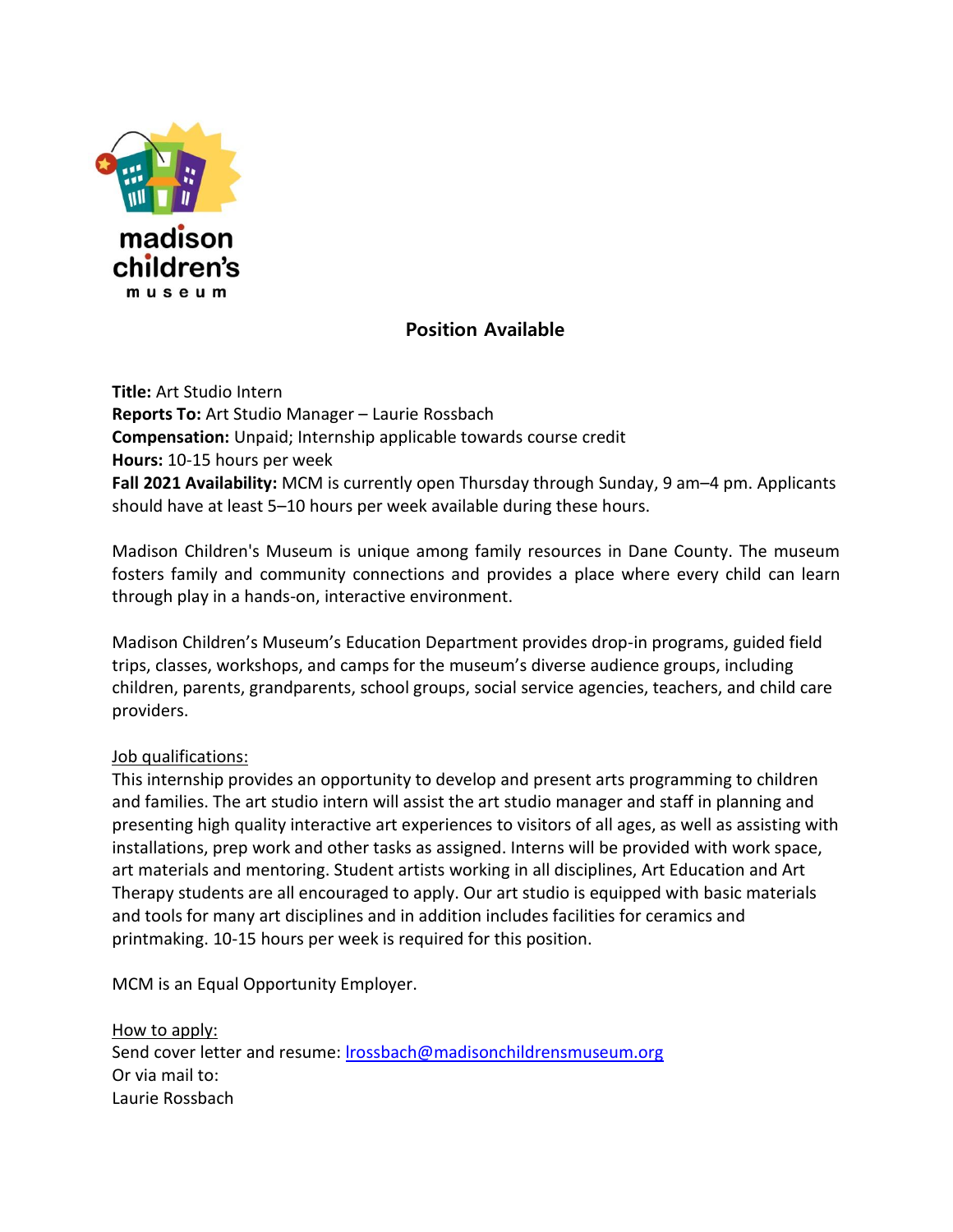madison children's museum

## Position Available

**Title:** Art Studio Intern
**Reports To:** Art Studio Manager – Laurie Rossbach
**Compensation:** Unpaid; Internship applicable towards course credit
**Hours:** 10-15 hours per week
**Fall 2021 Availability:** MCM is currently open Thursday through Sunday, 9 am–4 pm. Applicants should have at least 5–10 hours per week available during these hours.

Madison Children's Museum is unique among family resources in Dane County. The museum fosters family and community connections and provides a place where every child can learn through play in a hands-on, interactive environment.

Madison Children's Museum's Education Department provides drop-in programs, guided field trips, classes, workshops, and camps for the museum's diverse audience groups, including children, parents, grandparents, school groups, social service agencies, teachers, and child care providers.

Job qualifications:
This internship provides an opportunity to develop and present arts programming to children and families. The art studio intern will assist the art studio manager and staff in planning and presenting high quality interactive art experiences to visitors of all ages, as well as assisting with installations, prep work and other tasks as assigned. Interns will be provided with work space, art materials and mentoring. Student artists working in all disciplines, Art Education and Art Therapy students are all encouraged to apply. Our art studio is equipped with basic materials and tools for many art disciplines and in addition includes facilities for ceramics and printmaking. 10-15 hours per week is required for this position.

MCM is an Equal Opportunity Employer.

How to apply:
Send cover letter and resume: lrossbach@madisonchildrensmuseum.org
Or via mail to:
Laurie Rossbach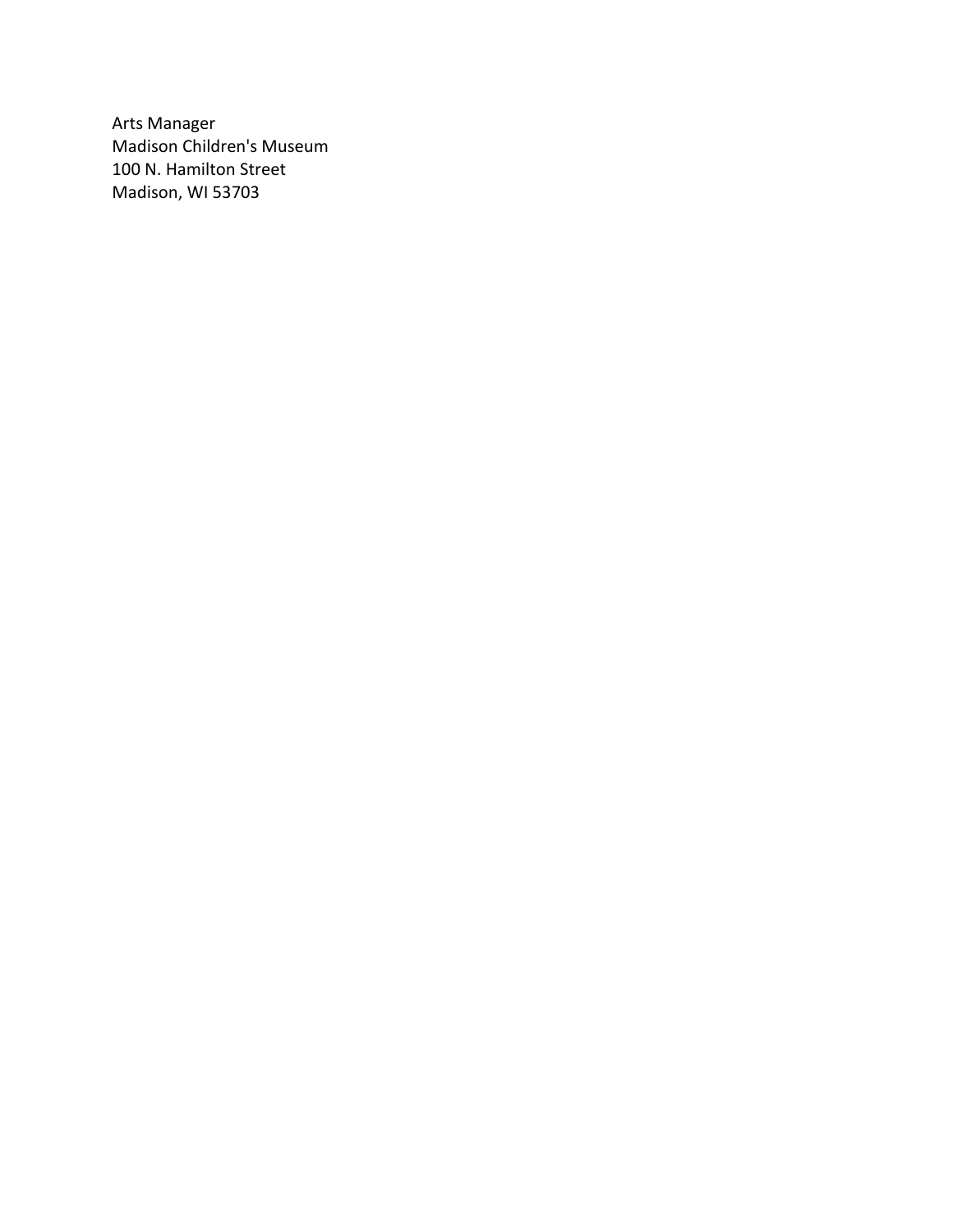Arts Manager
Madison Children's Museum
100 N. Hamilton Street
Madison, WI 53703